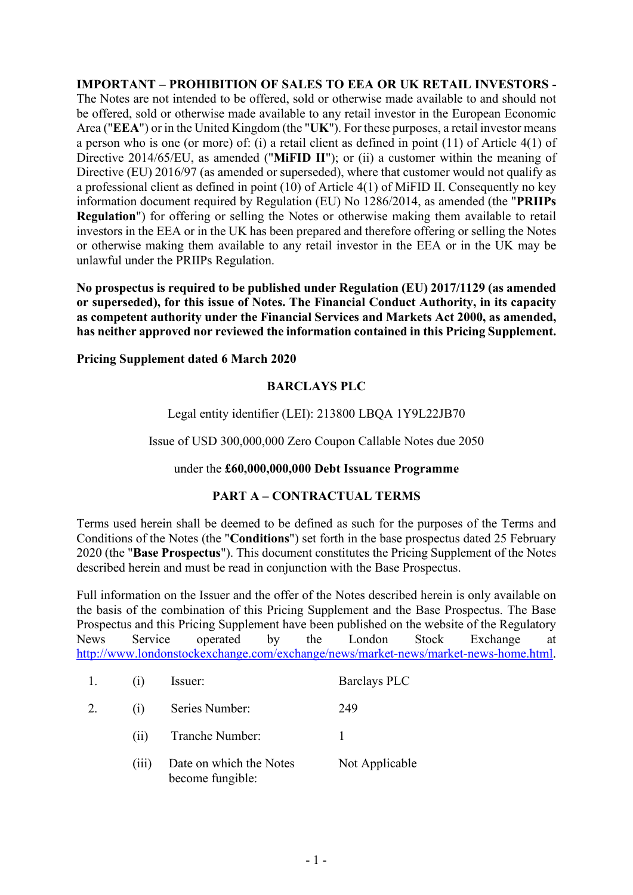**IMPORTANT – PROHIBITION OF SALES TO EEA OR UK RETAIL INVESTORS -** The Notes are not intended to be offered, sold or otherwise made available to and should not be offered, sold or otherwise made available to any retail investor in the European Economic Area ("**EEA**") or in the United Kingdom (the "**UK**"). For these purposes, a retail investor means a person who is one (or more) of: (i) a retail client as defined in point (11) of Article 4(1) of Directive 2014/65/EU, as amended ("**MiFID II**"); or (ii) a customer within the meaning of Directive (EU) 2016/97 (as amended or superseded), where that customer would not qualify as a professional client as defined in point (10) of Article 4(1) of MiFID II. Consequently no key information document required by Regulation (EU) No 1286/2014, as amended (the "**PRIIPs Regulation**") for offering or selling the Notes or otherwise making them available to retail investors in the EEA or in the UK has been prepared and therefore offering or selling the Notes or otherwise making them available to any retail investor in the EEA or in the UK may be unlawful under the PRIIPs Regulation.

**No prospectus is required to be published under Regulation (EU) 2017/1129 (as amended or superseded), for this issue of Notes. The Financial Conduct Authority, in its capacity as competent authority under the Financial Services and Markets Act 2000, as amended, has neither approved nor reviewed the information contained in this Pricing Supplement.**

**Pricing Supplement dated 6 March 2020**

**BARCLAYS PLC**

Legal entity identifier (LEI): 213800 LBQA 1Y9L22JB70

Issue of USD 300,000,000 Zero Coupon Callable Notes due 2050

under the **£60,000,000,000 Debt Issuance Programme**

**PART A – CONTRACTUAL TERMS**

Terms used herein shall be deemed to be defined as such for the purposes of the Terms and Conditions of the Notes (the "**Conditions**") set forth in the base prospectus dated 25 February 2020 (the "**Base Prospectus**"). This document constitutes the Pricing Supplement of the Notes described herein and must be read in conjunction with the Base Prospectus.

Full information on the Issuer and the offer of the Notes described herein is only available on the basis of the combination of this Pricing Supplement and the Base Prospectus. The Base Prospectus and this Pricing Supplement have been published on the website of the Regulatory News Service operated by the London Stock Exchange at http://www.londonstockexchange.com/exchange/news/market-news/market-news-home.html.

| | | | |
|---|---|---|---|
| 1. | (i) | Issuer: | Barclays PLC |
| 2. | (i) | Series Number: | 249 |
| | (ii) | Tranche Number: | 1 |
| | (iii) | Date on which the Notes become fungible: | Not Applicable |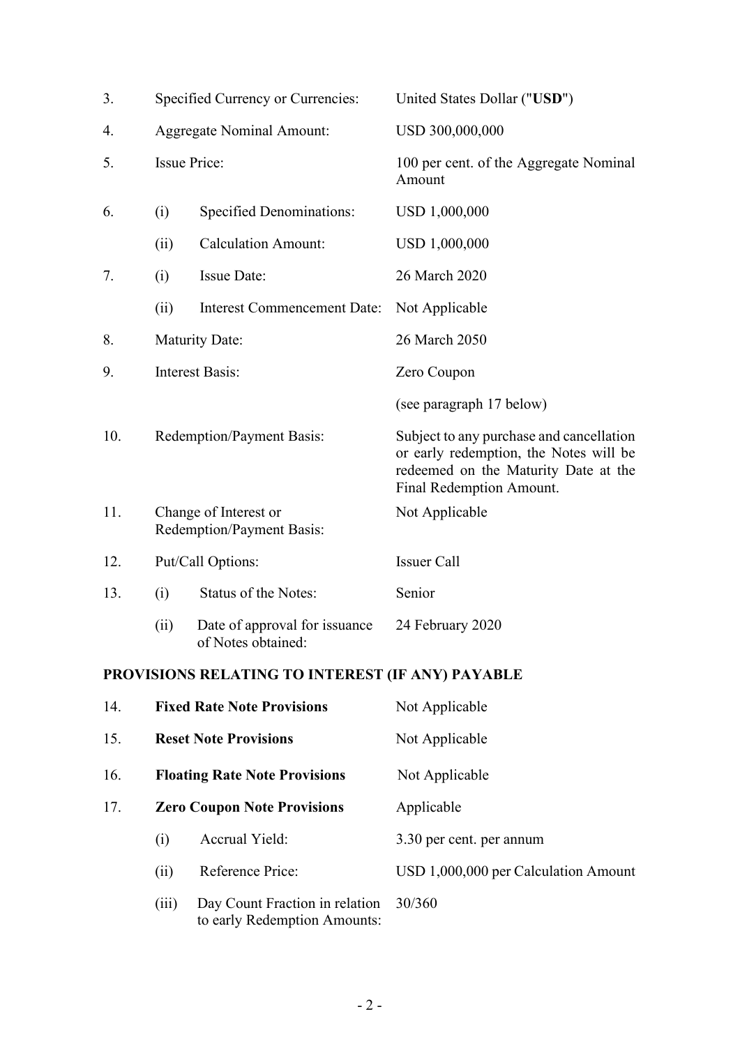| | | | |
|---|---|---|---|
| 3. | Specified Currency or Currencies: | | United States Dollar ("**USD**") |
| 4. | Aggregate Nominal Amount: | | USD 300,000,000 |
| 5. | Issue Price: | | 100 per cent. of the Aggregate Nominal Amount |
| 6. | (i) | Specified Denominations: | USD 1,000,000 |
| | (ii) | Calculation Amount: | USD 1,000,000 |
| 7. | (i) | Issue Date: | 26 March 2020 |
| | (ii) | Interest Commencement Date: | Not Applicable |
| 8. | Maturity Date: | | 26 March 2050 |
| 9. | Interest Basis: | | Zero Coupon |
| | | | (see paragraph 17 below) |
| 10. | Redemption/Payment Basis: | | Subject to any purchase and cancellation or early redemption, the Notes will be redeemed on the Maturity Date at the Final Redemption Amount. |
| 11. | Change of Interest or Redemption/Payment Basis: | | Not Applicable |
| 12. | Put/Call Options: | | Issuer Call |
| 13. | (i) | Status of the Notes: | Senior |
| | (ii) | Date of approval for issuance of Notes obtained: | 24 February 2020 |

**PROVISIONS RELATING TO INTEREST (IF ANY) PAYABLE**

| | | | |
|---|---|---|---|
| 14. | **Fixed Rate Note Provisions** | | Not Applicable |
| 15. | **Reset Note Provisions** | | Not Applicable |
| 16. | **Floating Rate Note Provisions** | | Not Applicable |
| 17. | **Zero Coupon Note Provisions** | | Applicable |
| | (i) | Accrual Yield: | 3.30 per cent. per annum |
| | (ii) | Reference Price: | USD 1,000,000 per Calculation Amount |
| | (iii) | Day Count Fraction in relation to early Redemption Amounts: | 30/360 |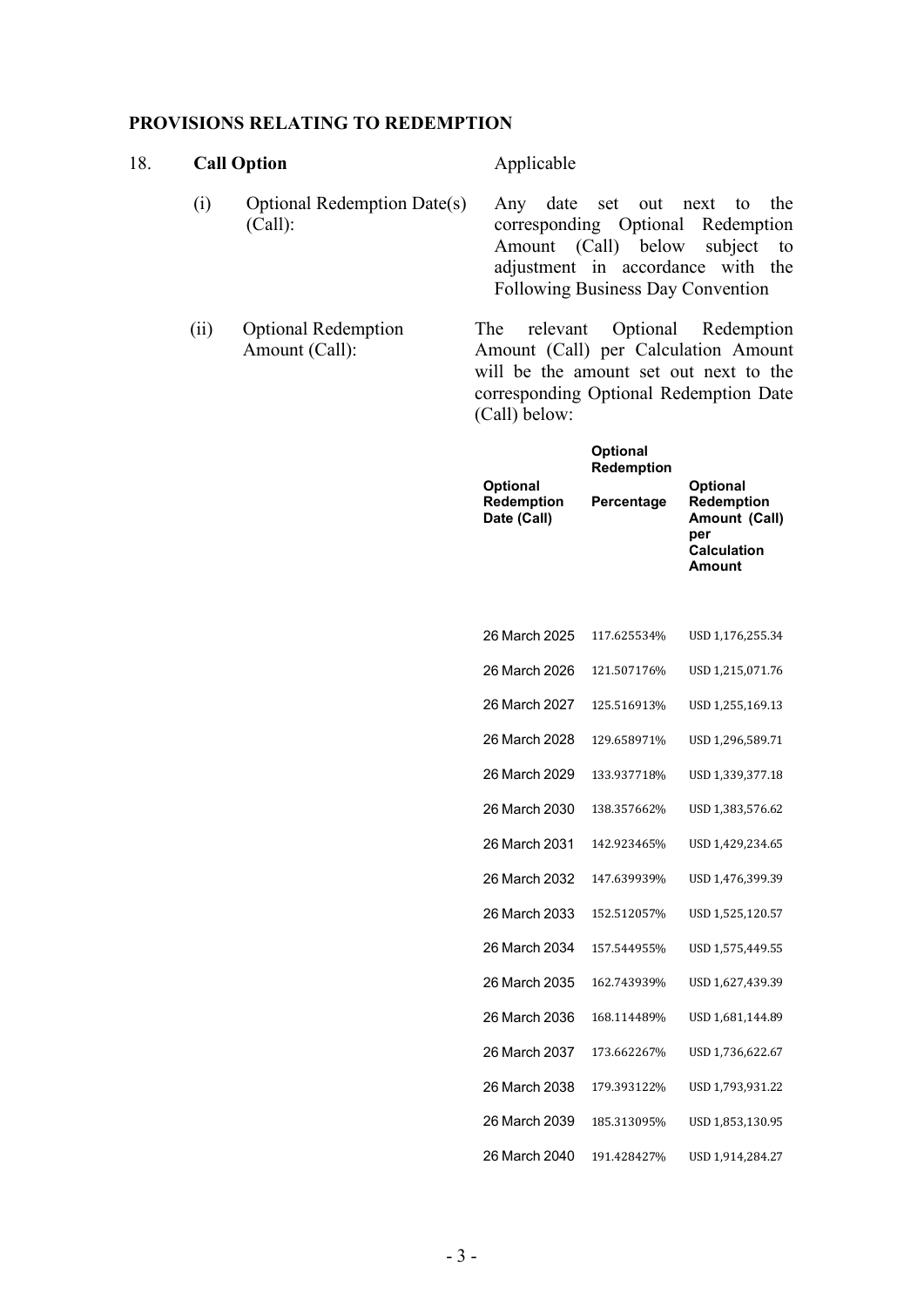## PROVISIONS RELATING TO REDEMPTION

18. **Call Option** Applicable

(i) Optional Redemption Date(s) (Call): Any date set out next to the corresponding Optional Redemption Amount (Call) below subject to adjustment in accordance with the Following Business Day Convention

(ii) Optional Redemption Amount (Call): The relevant Optional Redemption Amount (Call) per Calculation Amount will be the amount set out next to the corresponding Optional Redemption Date (Call) below:

| Optional Redemption Date (Call) | Optional Redemption Percentage | Optional Redemption Amount (Call) per Calculation Amount |
|---|---|---|
| 26 March 2025 | 117.625534% | USD 1,176,255.34 |
| 26 March 2026 | 121.507176% | USD 1,215,071.76 |
| 26 March 2027 | 125.516913% | USD 1,255,169.13 |
| 26 March 2028 | 129.658971% | USD 1,296,589.71 |
| 26 March 2029 | 133.937718% | USD 1,339,377.18 |
| 26 March 2030 | 138.357662% | USD 1,383,576.62 |
| 26 March 2031 | 142.923465% | USD 1,429,234.65 |
| 26 March 2032 | 147.639939% | USD 1,476,399.39 |
| 26 March 2033 | 152.512057% | USD 1,525,120.57 |
| 26 March 2034 | 157.544955% | USD 1,575,449.55 |
| 26 March 2035 | 162.743939% | USD 1,627,439.39 |
| 26 March 2036 | 168.114489% | USD 1,681,144.89 |
| 26 March 2037 | 173.662267% | USD 1,736,622.67 |
| 26 March 2038 | 179.393122% | USD 1,793,931.22 |
| 26 March 2039 | 185.313095% | USD 1,853,130.95 |
| 26 March 2040 | 191.428427% | USD 1,914,284.27 |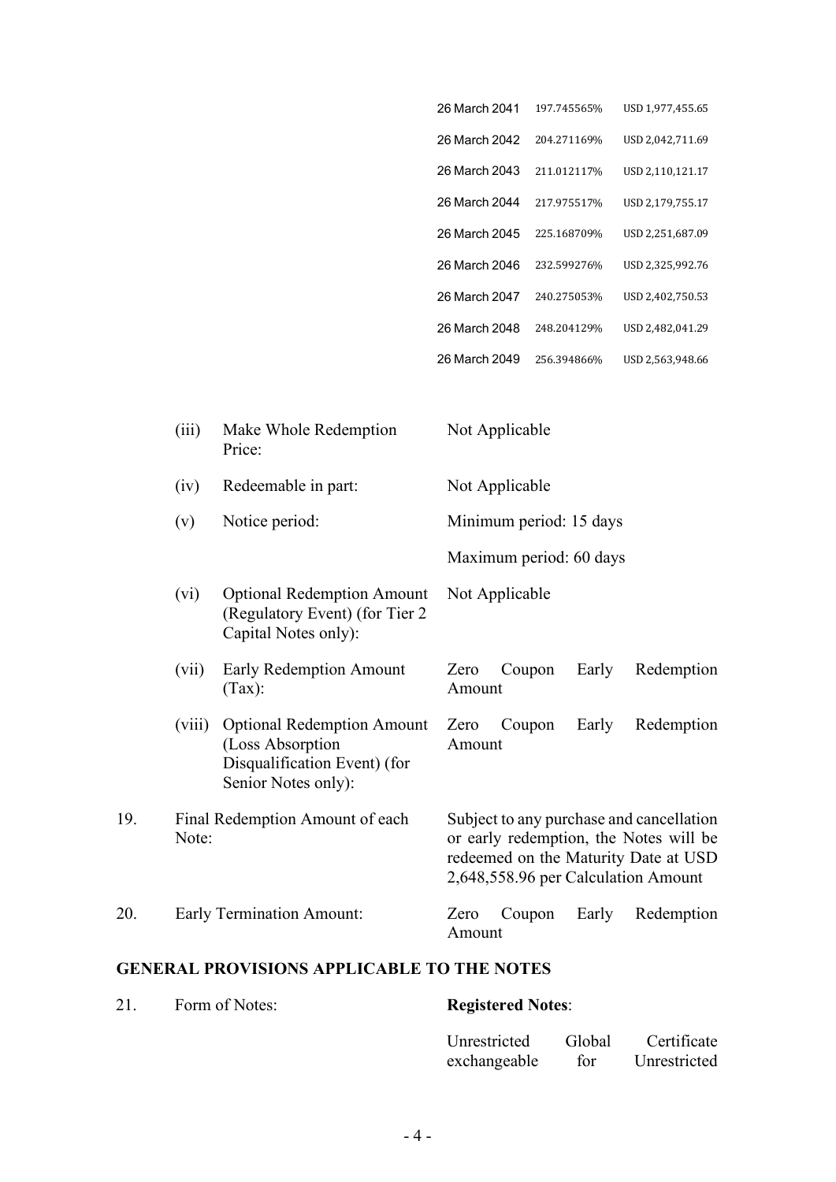| | | |
|---|---|---|
| 26 March 2041 | 197.745565% | USD 1,977,455.65 |
| 26 March 2042 | 204.271169% | USD 2,042,711.69 |
| 26 March 2043 | 211.012117% | USD 2,110,121.17 |
| 26 March 2044 | 217.975517% | USD 2,179,755.17 |
| 26 March 2045 | 225.168709% | USD 2,251,687.09 |
| 26 March 2046 | 232.599276% | USD 2,325,992.76 |
| 26 March 2047 | 240.275053% | USD 2,402,750.53 |
| 26 March 2048 | 248.204129% | USD 2,482,041.29 |
| 26 March 2049 | 256.394866% | USD 2,563,948.66 |

(iii) Make Whole Redemption Price: Not Applicable

(iv) Redeemable in part: Not Applicable

(v) Notice period: Minimum period: 15 days

Maximum period: 60 days

(vi) Optional Redemption Amount (Regulatory Event) (for Tier 2 Capital Notes only): Not Applicable

(vii) Early Redemption Amount (Tax): Zero Coupon Early Redemption Amount

(viii) Optional Redemption Amount (Loss Absorption Disqualification Event) (for Senior Notes only): Zero Coupon Early Redemption Amount

19. Final Redemption Amount of each Note: Subject to any purchase and cancellation or early redemption, the Notes will be redeemed on the Maturity Date at USD 2,648,558.96 per Calculation Amount

20. Early Termination Amount: Zero Coupon Early Redemption Amount

## GENERAL PROVISIONS APPLICABLE TO THE NOTES

21. Form of Notes: **Registered Notes**:

Unrestricted Global Certificate exchangeable for Unrestricted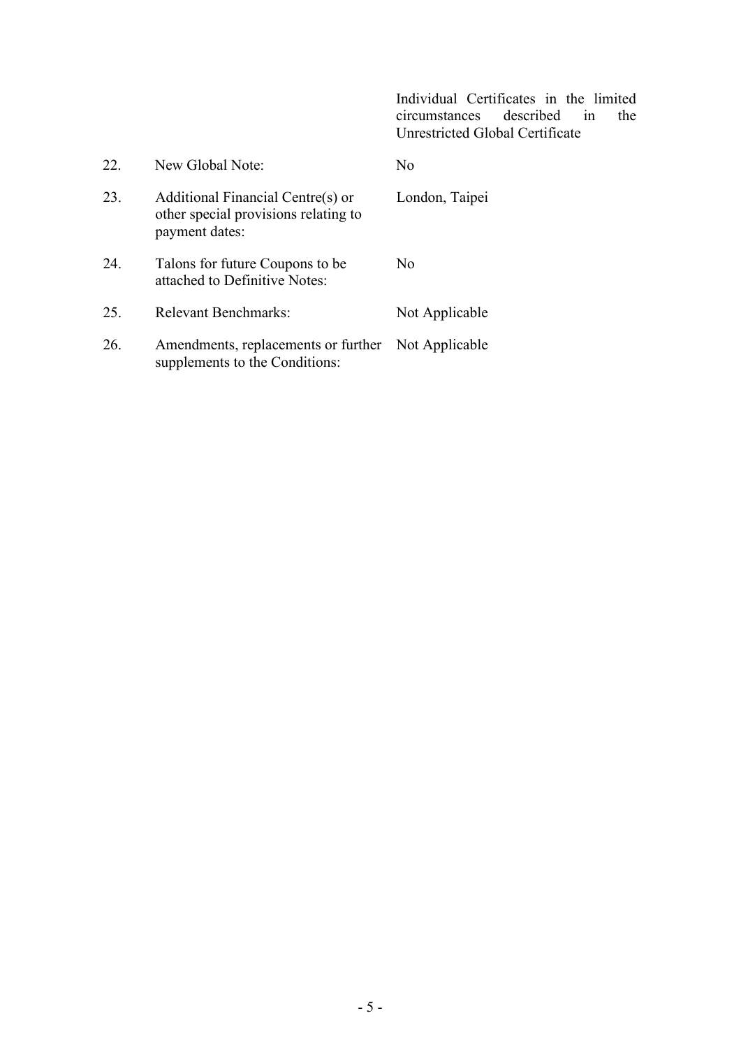| | | |
|---|---|---|
| | | Individual Certificates in the limited circumstances described in the Unrestricted Global Certificate |
| 22. | New Global Note: | No |
| 23. | Additional Financial Centre(s) or other special provisions relating to payment dates: | London, Taipei |
| 24. | Talons for future Coupons to be attached to Definitive Notes: | No |
| 25. | Relevant Benchmarks: | Not Applicable |
| 26. | Amendments, replacements or further supplements to the Conditions: | Not Applicable |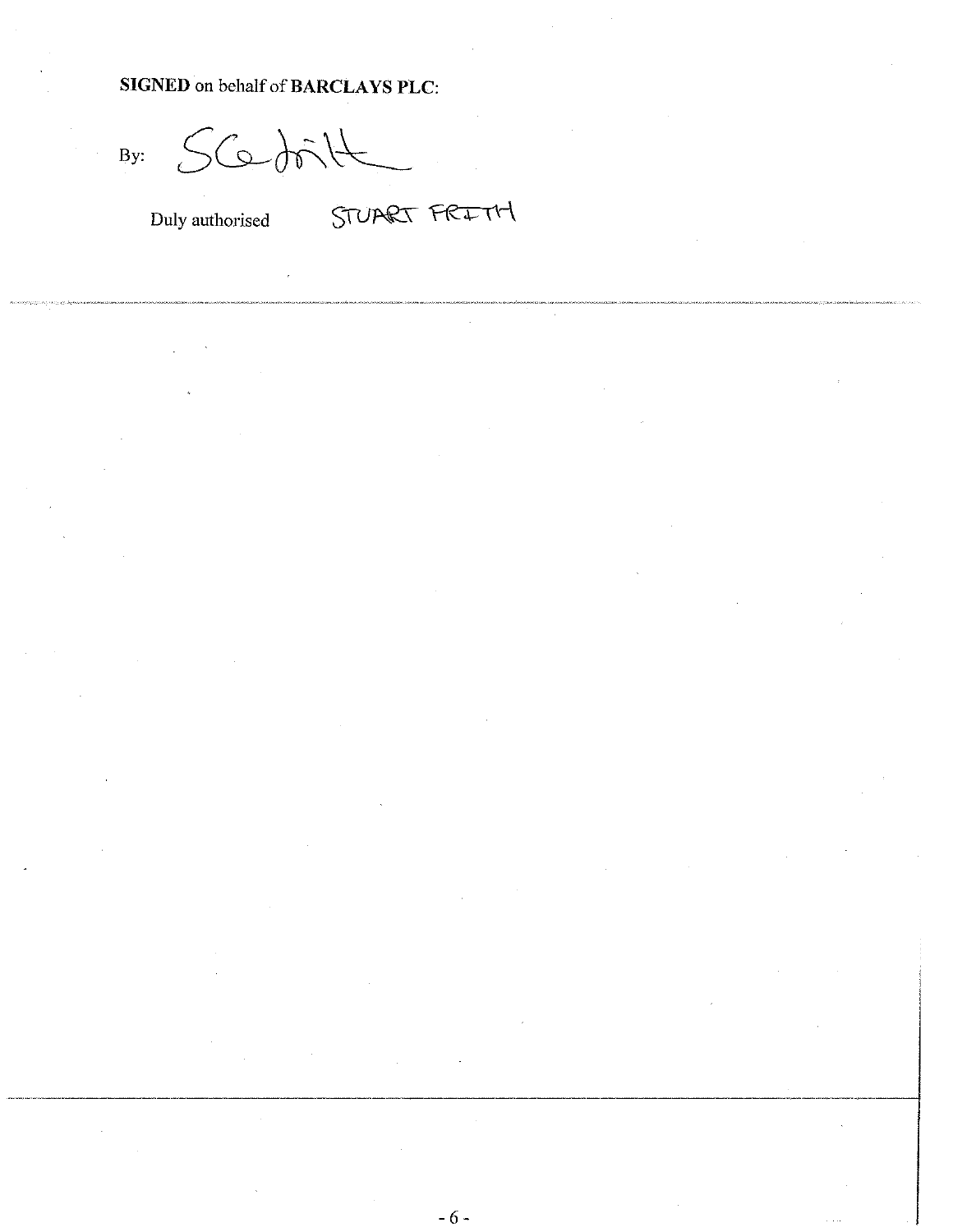**SIGNED** on behalf of **BARCLAYS PLC**:

By: SC Frith

Duly authorised STUART FRITH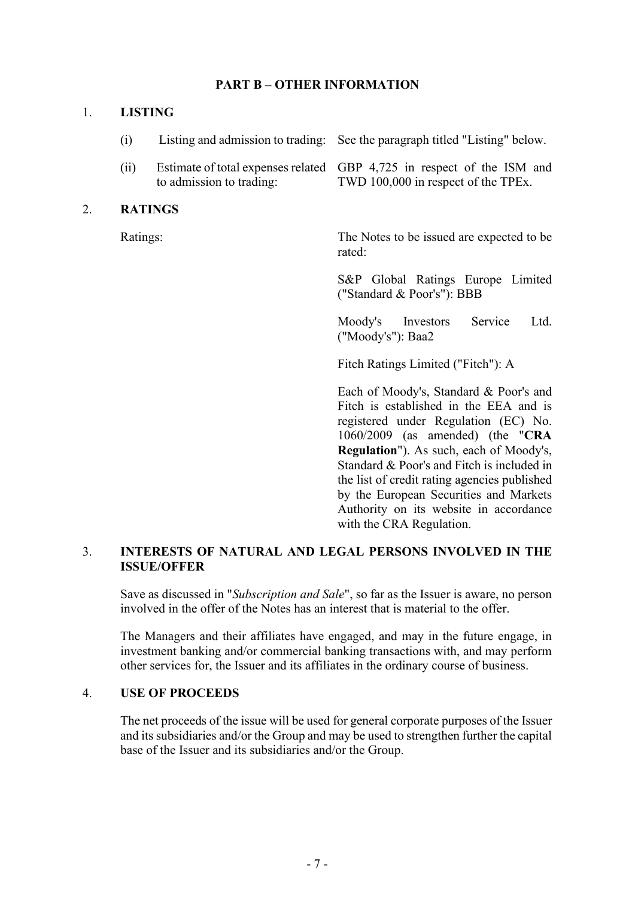## PART B – OTHER INFORMATION

### 1. LISTING

| | | |
|---|---|---|
| (i) | Listing and admission to trading: | See the paragraph titled "Listing" below. |
| (ii) | Estimate of total expenses related to admission to trading: | GBP 4,725 in respect of the ISM and TWD 100,000 in respect of the TPEx. |

### 2. RATINGS

Ratings:

The Notes to be issued are expected to be rated:

S&P Global Ratings Europe Limited ("Standard & Poor's"): BBB

Moody's Investors Service Ltd. ("Moody's"): Baa2

Fitch Ratings Limited ("Fitch"): A

Each of Moody's, Standard & Poor's and Fitch is established in the EEA and is registered under Regulation (EC) No. 1060/2009 (as amended) (the "**CRA Regulation**"). As such, each of Moody's, Standard & Poor's and Fitch is included in the list of credit rating agencies published by the European Securities and Markets Authority on its website in accordance with the CRA Regulation.

### 3. INTERESTS OF NATURAL AND LEGAL PERSONS INVOLVED IN THE ISSUE/OFFER

Save as discussed in "*Subscription and Sale*", so far as the Issuer is aware, no person involved in the offer of the Notes has an interest that is material to the offer.

The Managers and their affiliates have engaged, and may in the future engage, in investment banking and/or commercial banking transactions with, and may perform other services for, the Issuer and its affiliates in the ordinary course of business.

### 4. USE OF PROCEEDS

The net proceeds of the issue will be used for general corporate purposes of the Issuer and its subsidiaries and/or the Group and may be used to strengthen further the capital base of the Issuer and its subsidiaries and/or the Group.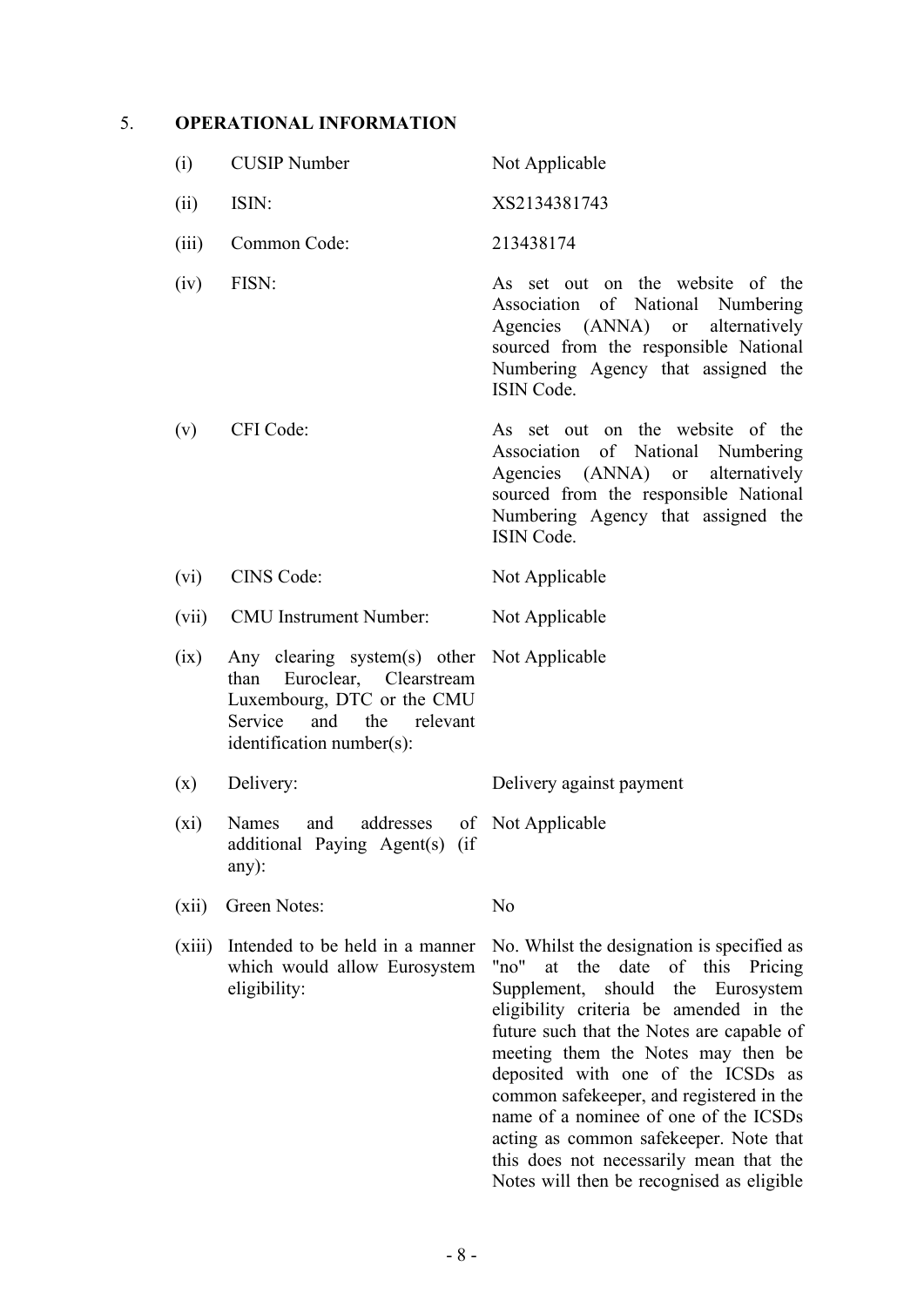## 5. OPERATIONAL INFORMATION

| | | |
|---|---|---|
| (i) | CUSIP Number | Not Applicable |
| (ii) | ISIN: | XS2134381743 |
| (iii) | Common Code: | 213438174 |
| (iv) | FISN: | As set out on the website of the Association of National Numbering Agencies (ANNA) or alternatively sourced from the responsible National Numbering Agency that assigned the ISIN Code. |
| (v) | CFI Code: | As set out on the website of the Association of National Numbering Agencies (ANNA) or alternatively sourced from the responsible National Numbering Agency that assigned the ISIN Code. |
| (vi) | CINS Code: | Not Applicable |
| (vii) | CMU Instrument Number: | Not Applicable |
| (ix) | Any clearing system(s) other than Euroclear, Clearstream Luxembourg, DTC or the CMU Service and the relevant identification number(s): | Not Applicable |
| (x) | Delivery: | Delivery against payment |
| (xi) | Names and addresses of additional Paying Agent(s) (if any): | Not Applicable |
| (xii) | Green Notes: | No |
| (xiii) | Intended to be held in a manner which would allow Eurosystem eligibility: | No. Whilst the designation is specified as "no" at the date of this Pricing Supplement, should the Eurosystem eligibility criteria be amended in the future such that the Notes are capable of meeting them the Notes may then be deposited with one of the ICSDs as common safekeeper, and registered in the name of a nominee of one of the ICSDs acting as common safekeeper. Note that this does not necessarily mean that the Notes will then be recognised as eligible |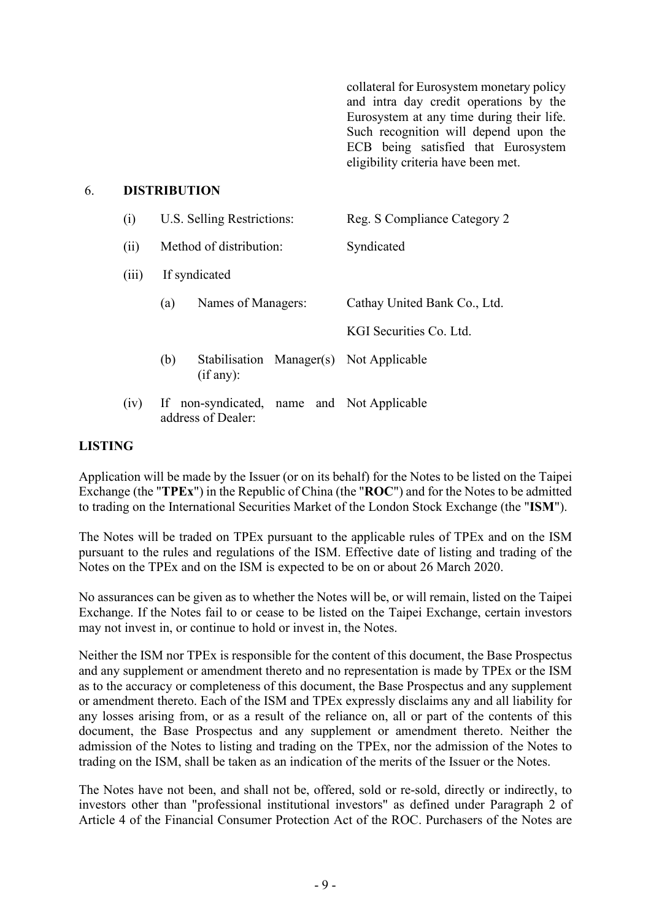| | |
|---|---|
| | collateral for Eurosystem monetary policy and intra day credit operations by the Eurosystem at any time during their life. Such recognition will depend upon the ECB being satisfied that Eurosystem eligibility criteria have been met. |

6. **DISTRIBUTION**

| | | | |
|---|---|---|---|
| (i) | U.S. Selling Restrictions: | | Reg. S Compliance Category 2 |
| (ii) | Method of distribution: | | Syndicated |
| (iii) | If syndicated | | |
| | (a) | Names of Managers: | Cathay United Bank Co., Ltd.<br>KGI Securities Co. Ltd. |
| | (b) | Stabilisation Manager(s) (if any): | Not Applicable |
| (iv) | If non-syndicated, name and address of Dealer: | | Not Applicable |

**LISTING**

Application will be made by the Issuer (or on its behalf) for the Notes to be listed on the Taipei Exchange (the "**TPEx**") in the Republic of China (the "**ROC**") and for the Notes to be admitted to trading on the International Securities Market of the London Stock Exchange (the "**ISM**").

The Notes will be traded on TPEx pursuant to the applicable rules of TPEx and on the ISM pursuant to the rules and regulations of the ISM. Effective date of listing and trading of the Notes on the TPEx and on the ISM is expected to be on or about 26 March 2020.

No assurances can be given as to whether the Notes will be, or will remain, listed on the Taipei Exchange. If the Notes fail to or cease to be listed on the Taipei Exchange, certain investors may not invest in, or continue to hold or invest in, the Notes.

Neither the ISM nor TPEx is responsible for the content of this document, the Base Prospectus and any supplement or amendment thereto and no representation is made by TPEx or the ISM as to the accuracy or completeness of this document, the Base Prospectus and any supplement or amendment thereto. Each of the ISM and TPEx expressly disclaims any and all liability for any losses arising from, or as a result of the reliance on, all or part of the contents of this document, the Base Prospectus and any supplement or amendment thereto. Neither the admission of the Notes to listing and trading on the TPEx, nor the admission of the Notes to trading on the ISM, shall be taken as an indication of the merits of the Issuer or the Notes.

The Notes have not been, and shall not be, offered, sold or re-sold, directly or indirectly, to investors other than "professional institutional investors" as defined under Paragraph 2 of Article 4 of the Financial Consumer Protection Act of the ROC. Purchasers of the Notes are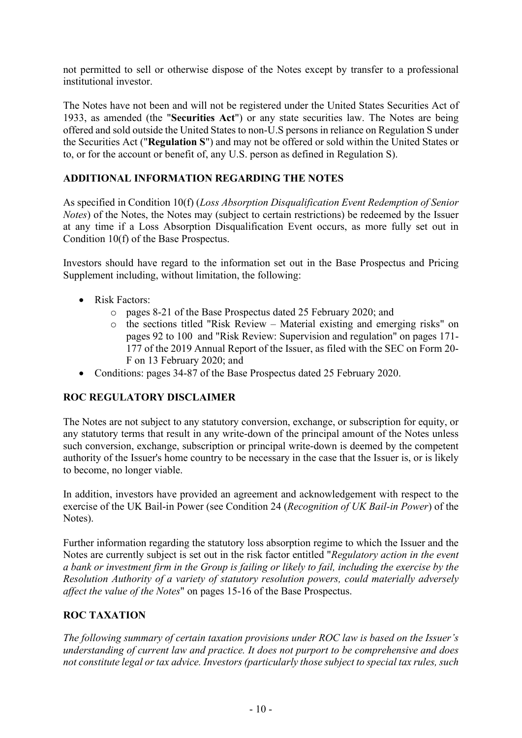not permitted to sell or otherwise dispose of the Notes except by transfer to a professional institutional investor.

The Notes have not been and will not be registered under the United States Securities Act of 1933, as amended (the "**Securities Act**") or any state securities law. The Notes are being offered and sold outside the United States to non-U.S persons in reliance on Regulation S under the Securities Act ("**Regulation S**") and may not be offered or sold within the United States or to, or for the account or benefit of, any U.S. person as defined in Regulation S).

## ADDITIONAL INFORMATION REGARDING THE NOTES

As specified in Condition 10(f) (*Loss Absorption Disqualification Event Redemption of Senior Notes*) of the Notes, the Notes may (subject to certain restrictions) be redeemed by the Issuer at any time if a Loss Absorption Disqualification Event occurs, as more fully set out in Condition 10(f) of the Base Prospectus.

Investors should have regard to the information set out in the Base Prospectus and Pricing Supplement including, without limitation, the following:

- Risk Factors:
  - pages 8-21 of the Base Prospectus dated 25 February 2020; and
  - the sections titled "Risk Review – Material existing and emerging risks" on pages 92 to 100 and "Risk Review: Supervision and regulation" on pages 171-177 of the 2019 Annual Report of the Issuer, as filed with the SEC on Form 20-F on 13 February 2020; and
- Conditions: pages 34-87 of the Base Prospectus dated 25 February 2020.

## ROC REGULATORY DISCLAIMER

The Notes are not subject to any statutory conversion, exchange, or subscription for equity, or any statutory terms that result in any write-down of the principal amount of the Notes unless such conversion, exchange, subscription or principal write-down is deemed by the competent authority of the Issuer's home country to be necessary in the case that the Issuer is, or is likely to become, no longer viable.

In addition, investors have provided an agreement and acknowledgement with respect to the exercise of the UK Bail-in Power (see Condition 24 (*Recognition of UK Bail-in Power*) of the Notes).

Further information regarding the statutory loss absorption regime to which the Issuer and the Notes are currently subject is set out in the risk factor entitled "*Regulatory action in the event a bank or investment firm in the Group is failing or likely to fail, including the exercise by the Resolution Authority of a variety of statutory resolution powers, could materially adversely affect the value of the Notes*" on pages 15-16 of the Base Prospectus.

## ROC TAXATION

*The following summary of certain taxation provisions under ROC law is based on the Issuer's understanding of current law and practice. It does not purport to be comprehensive and does not constitute legal or tax advice. Investors (particularly those subject to special tax rules, such*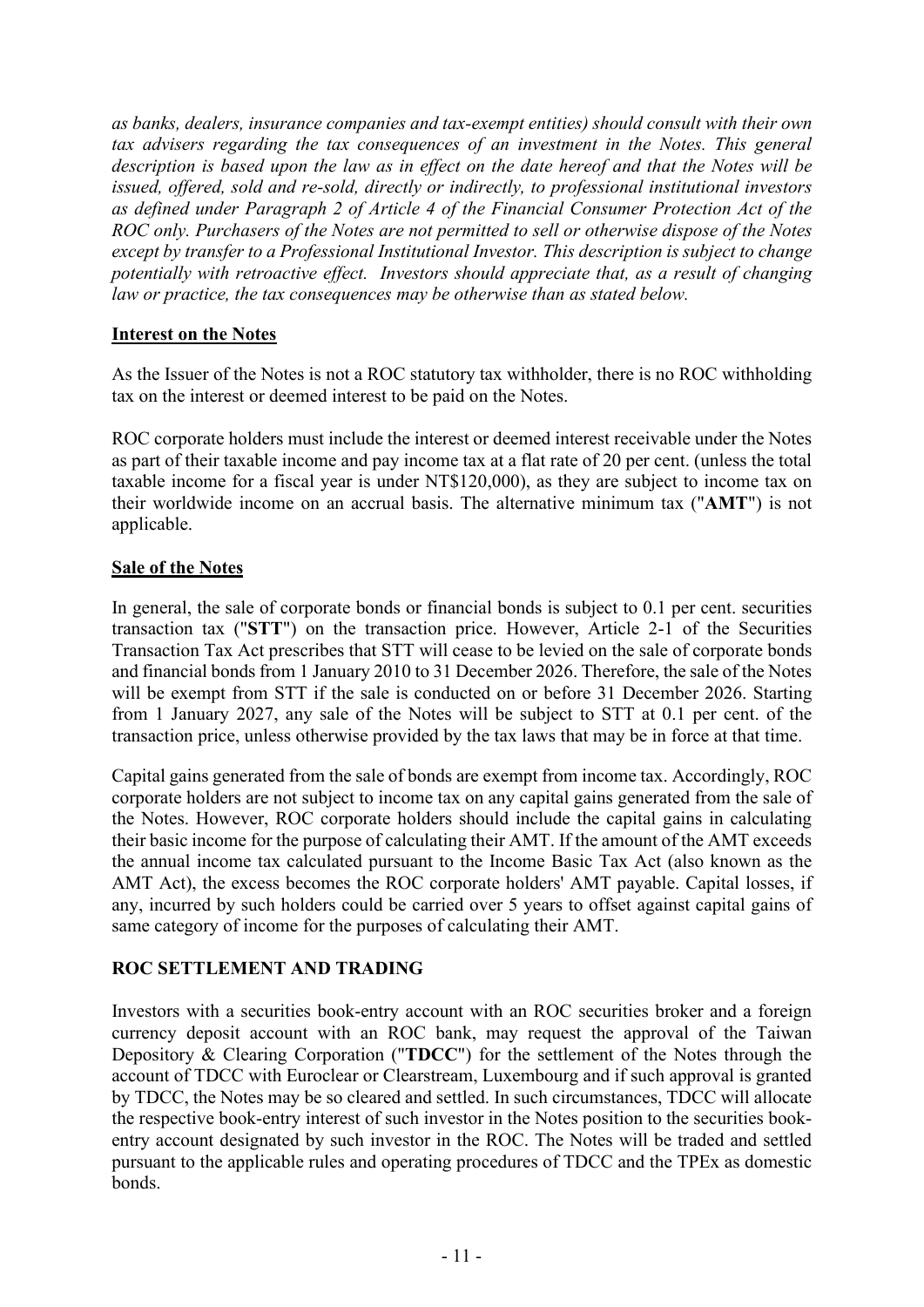*as banks, dealers, insurance companies and tax-exempt entities) should consult with their own tax advisers regarding the tax consequences of an investment in the Notes. This general description is based upon the law as in effect on the date hereof and that the Notes will be issued, offered, sold and re-sold, directly or indirectly, to professional institutional investors as defined under Paragraph 2 of Article 4 of the Financial Consumer Protection Act of the ROC only. Purchasers of the Notes are not permitted to sell or otherwise dispose of the Notes except by transfer to a Professional Institutional Investor. This description is subject to change potentially with retroactive effect. Investors should appreciate that, as a result of changing law or practice, the tax consequences may be otherwise than as stated below.*

**Interest on the Notes**

As the Issuer of the Notes is not a ROC statutory tax withholder, there is no ROC withholding tax on the interest or deemed interest to be paid on the Notes.

ROC corporate holders must include the interest or deemed interest receivable under the Notes as part of their taxable income and pay income tax at a flat rate of 20 per cent. (unless the total taxable income for a fiscal year is under NT$120,000), as they are subject to income tax on their worldwide income on an accrual basis. The alternative minimum tax ("**AMT**") is not applicable.

**Sale of the Notes**

In general, the sale of corporate bonds or financial bonds is subject to 0.1 per cent. securities transaction tax ("**STT**") on the transaction price. However, Article 2-1 of the Securities Transaction Tax Act prescribes that STT will cease to be levied on the sale of corporate bonds and financial bonds from 1 January 2010 to 31 December 2026. Therefore, the sale of the Notes will be exempt from STT if the sale is conducted on or before 31 December 2026. Starting from 1 January 2027, any sale of the Notes will be subject to STT at 0.1 per cent. of the transaction price, unless otherwise provided by the tax laws that may be in force at that time.

Capital gains generated from the sale of bonds are exempt from income tax. Accordingly, ROC corporate holders are not subject to income tax on any capital gains generated from the sale of the Notes. However, ROC corporate holders should include the capital gains in calculating their basic income for the purpose of calculating their AMT. If the amount of the AMT exceeds the annual income tax calculated pursuant to the Income Basic Tax Act (also known as the AMT Act), the excess becomes the ROC corporate holders' AMT payable. Capital losses, if any, incurred by such holders could be carried over 5 years to offset against capital gains of same category of income for the purposes of calculating their AMT.

## ROC SETTLEMENT AND TRADING

Investors with a securities book-entry account with an ROC securities broker and a foreign currency deposit account with an ROC bank, may request the approval of the Taiwan Depository & Clearing Corporation ("**TDCC**") for the settlement of the Notes through the account of TDCC with Euroclear or Clearstream, Luxembourg and if such approval is granted by TDCC, the Notes may be so cleared and settled. In such circumstances, TDCC will allocate the respective book-entry interest of such investor in the Notes position to the securities book-entry account designated by such investor in the ROC. The Notes will be traded and settled pursuant to the applicable rules and operating procedures of TDCC and the TPEx as domestic bonds.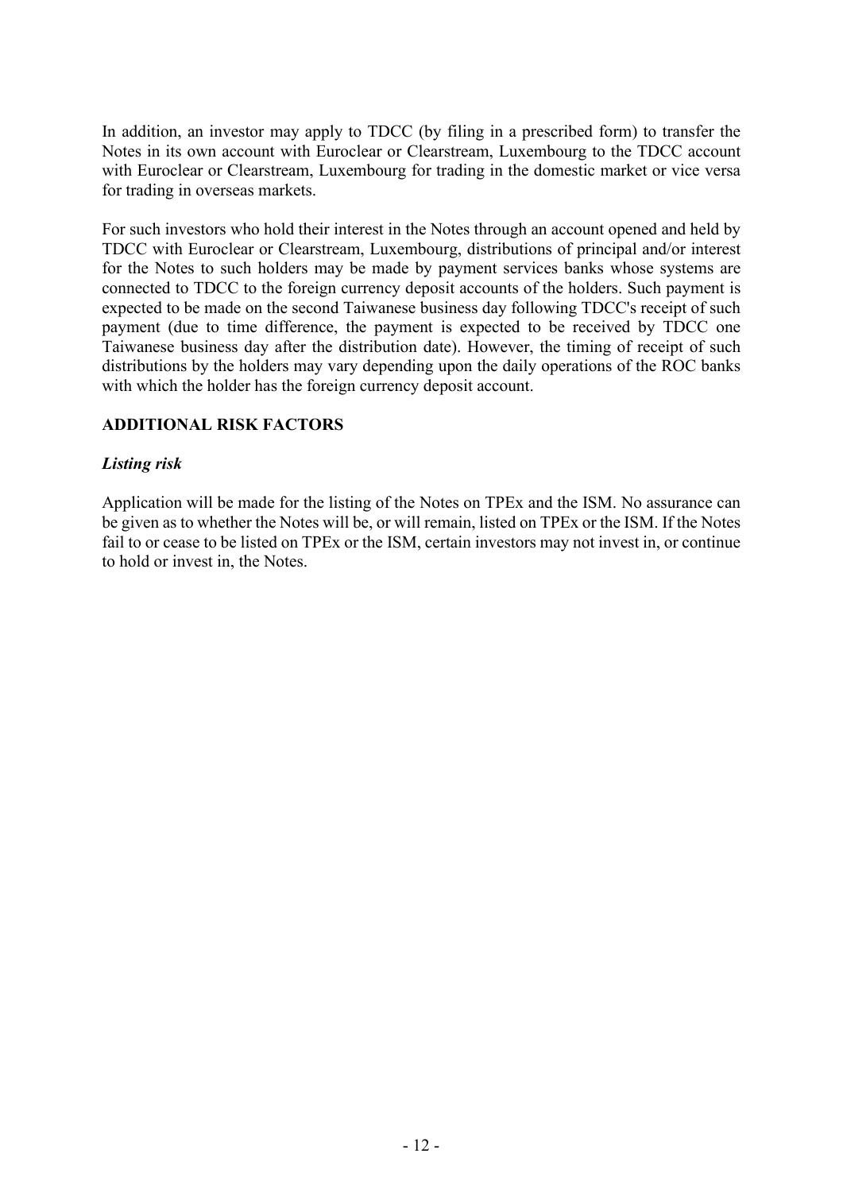In addition, an investor may apply to TDCC (by filing in a prescribed form) to transfer the Notes in its own account with Euroclear or Clearstream, Luxembourg to the TDCC account with Euroclear or Clearstream, Luxembourg for trading in the domestic market or vice versa for trading in overseas markets.

For such investors who hold their interest in the Notes through an account opened and held by TDCC with Euroclear or Clearstream, Luxembourg, distributions of principal and/or interest for the Notes to such holders may be made by payment services banks whose systems are connected to TDCC to the foreign currency deposit accounts of the holders. Such payment is expected to be made on the second Taiwanese business day following TDCC's receipt of such payment (due to time difference, the payment is expected to be received by TDCC one Taiwanese business day after the distribution date). However, the timing of receipt of such distributions by the holders may vary depending upon the daily operations of the ROC banks with which the holder has the foreign currency deposit account.

## ADDITIONAL RISK FACTORS

### *Listing risk*

Application will be made for the listing of the Notes on TPEx and the ISM. No assurance can be given as to whether the Notes will be, or will remain, listed on TPEx or the ISM. If the Notes fail to or cease to be listed on TPEx or the ISM, certain investors may not invest in, or continue to hold or invest in, the Notes.